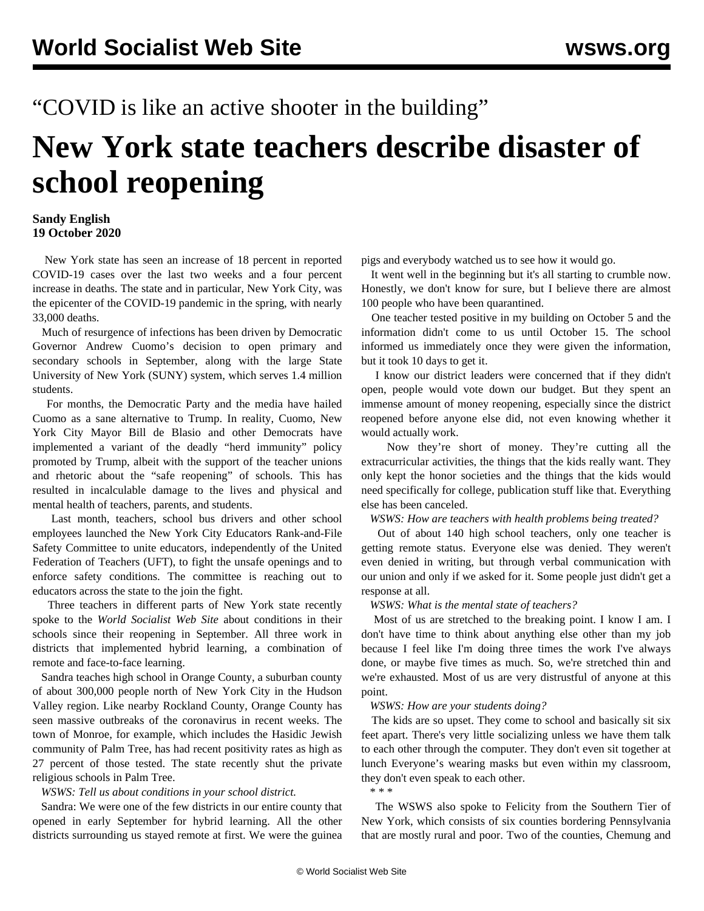“COVID is like an active shooter in the building”

# New York state teachers describe disaster of school reopening

**Sandy English**
**19 October 2020**

New York state has seen an increase of 18 percent in reported COVID-19 cases over the last two weeks and a four percent increase in deaths. The state and in particular, New York City, was the epicenter of the COVID-19 pandemic in the spring, with nearly 33,000 deaths.

Much of resurgence of infections has been driven by Democratic Governor Andrew Cuomo’s decision to open primary and secondary schools in September, along with the large State University of New York (SUNY) system, which serves 1.4 million students.

For months, the Democratic Party and the media have hailed Cuomo as a sane alternative to Trump. In reality, Cuomo, New York City Mayor Bill de Blasio and other Democrats have implemented a variant of the deadly “herd immunity” policy promoted by Trump, albeit with the support of the teacher unions and rhetoric about the “safe reopening” of schools. This has resulted in incalculable damage to the lives and physical and mental health of teachers, parents, and students.

Last month, teachers, school bus drivers and other school employees launched the New York City Educators Rank-and-File Safety Committee to unite educators, independently of the United Federation of Teachers (UFT), to fight the unsafe openings and to enforce safety conditions. The committee is reaching out to educators across the state to the join the fight.

Three teachers in different parts of New York state recently spoke to the *World Socialist Web Site* about conditions in their schools since their reopening in September. All three work in districts that implemented hybrid learning, a combination of remote and face-to-face learning.

Sandra teaches high school in Orange County, a suburban county of about 300,000 people north of New York City in the Hudson Valley region. Like nearby Rockland County, Orange County has seen massive outbreaks of the coronavirus in recent weeks. The town of Monroe, for example, which includes the Hasidic Jewish community of Palm Tree, has had recent positivity rates as high as 27 percent of those tested. The state recently shut the private religious schools in Palm Tree.

*WSWS: Tell us about conditions in your school district.*

Sandra: We were one of the few districts in our entire county that opened in early September for hybrid learning. All the other districts surrounding us stayed remote at first. We were the guinea pigs and everybody watched us to see how it would go.

It went well in the beginning but it's all starting to crumble now. Honestly, we don't know for sure, but I believe there are almost 100 people who have been quarantined.

One teacher tested positive in my building on October 5 and the information didn't come to us until October 15. The school informed us immediately once they were given the information, but it took 10 days to get it.

I know our district leaders were concerned that if they didn't open, people would vote down our budget. But they spent an immense amount of money reopening, especially since the district reopened before anyone else did, not even knowing whether it would actually work.

Now they’re short of money. They’re cutting all the extracurricular activities, the things that the kids really want. They only kept the honor societies and the things that the kids would need specifically for college, publication stuff like that. Everything else has been canceled.

*WSWS: How are teachers with health problems being treated?*

Out of about 140 high school teachers, only one teacher is getting remote status. Everyone else was denied. They weren't even denied in writing, but through verbal communication with our union and only if we asked for it. Some people just didn't get a response at all.

*WSWS: What is the mental state of teachers?*

Most of us are stretched to the breaking point. I know I am. I don't have time to think about anything else other than my job because I feel like I'm doing three times the work I've always done, or maybe five times as much. So, we're stretched thin and we're exhausted. Most of us are very distrustful of anyone at this point.

*WSWS: How are your students doing?*

The kids are so upset. They come to school and basically sit six feet apart. There's very little socializing unless we have them talk to each other through the computer. They don't even sit together at lunch Everyone’s wearing masks but even within my classroom, they don't even speak to each other.

\* \* \*

The WSWS also spoke to Felicity from the Southern Tier of New York, which consists of six counties bordering Pennsylvania that are mostly rural and poor. Two of the counties, Chemung and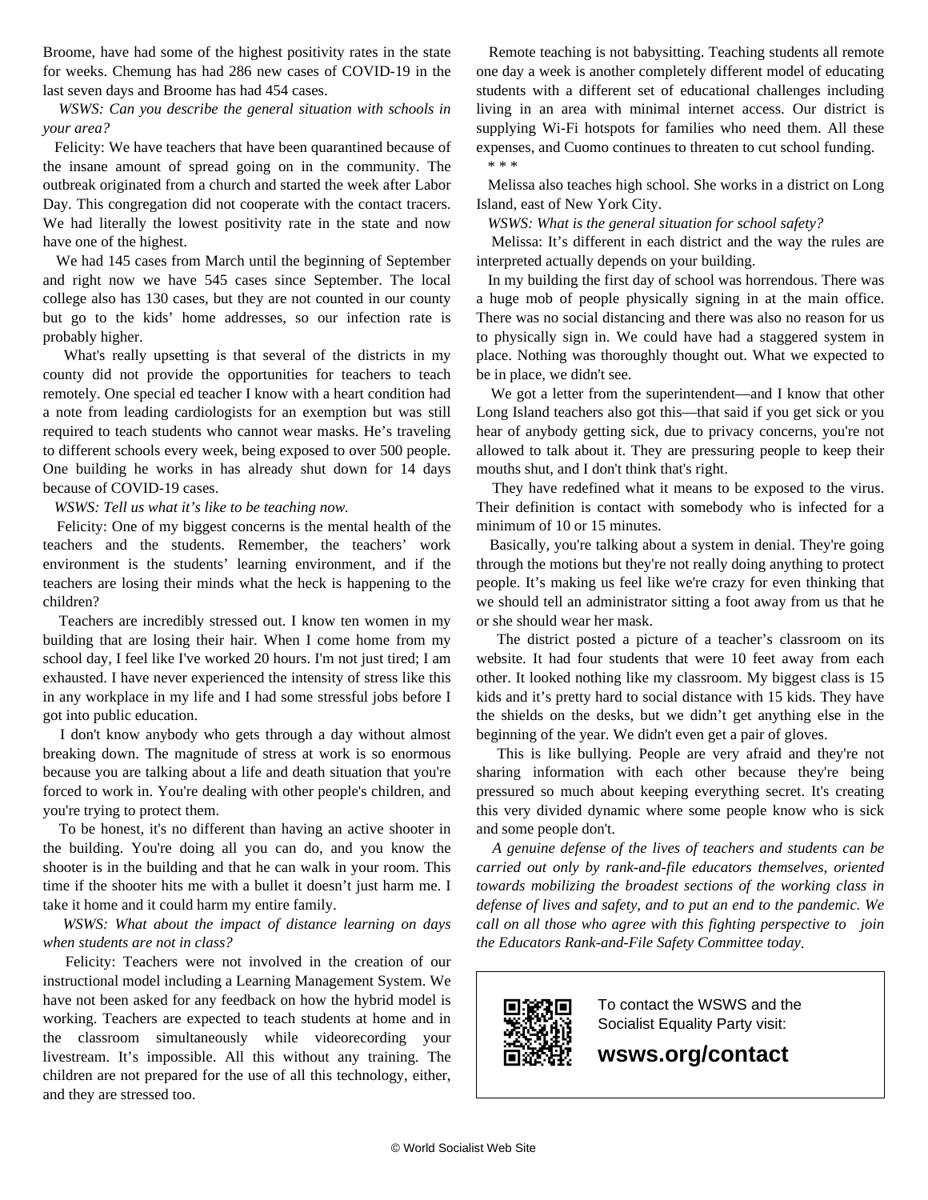Broome, have had some of the highest positivity rates in the state for weeks. Chemung has had 286 new cases of COVID-19 in the last seven days and Broome has had 454 cases.

*WSWS: Can you describe the general situation with schools in your area?*

Felicity: We have teachers that have been quarantined because of the insane amount of spread going on in the community. The outbreak originated from a church and started the week after Labor Day. This congregation did not cooperate with the contact tracers. We had literally the lowest positivity rate in the state and now have one of the highest.

We had 145 cases from March until the beginning of September and right now we have 545 cases since September. The local college also has 130 cases, but they are not counted in our county but go to the kids' home addresses, so our infection rate is probably higher.

What's really upsetting is that several of the districts in my county did not provide the opportunities for teachers to teach remotely. One special ed teacher I know with a heart condition had a note from leading cardiologists for an exemption but was still required to teach students who cannot wear masks. He's traveling to different schools every week, being exposed to over 500 people. One building he works in has already shut down for 14 days because of COVID-19 cases.

*WSWS: Tell us what it's like to be teaching now.*

Felicity: One of my biggest concerns is the mental health of the teachers and the students. Remember, the teachers' work environment is the students' learning environment, and if the teachers are losing their minds what the heck is happening to the children?

Teachers are incredibly stressed out. I know ten women in my building that are losing their hair. When I come home from my school day, I feel like I've worked 20 hours. I'm not just tired; I am exhausted. I have never experienced the intensity of stress like this in any workplace in my life and I had some stressful jobs before I got into public education.

I don't know anybody who gets through a day without almost breaking down. The magnitude of stress at work is so enormous because you are talking about a life and death situation that you're forced to work in. You're dealing with other people's children, and you're trying to protect them.

To be honest, it's no different than having an active shooter in the building. You're doing all you can do, and you know the shooter is in the building and that he can walk in your room. This time if the shooter hits me with a bullet it doesn't just harm me. I take it home and it could harm my entire family.

*WSWS: What about the impact of distance learning on days when students are not in class?*

Felicity: Teachers were not involved in the creation of our instructional model including a Learning Management System. We have not been asked for any feedback on how the hybrid model is working. Teachers are expected to teach students at home and in the classroom simultaneously while videorecording your livestream. It's impossible. All this without any training. The children are not prepared for the use of all this technology, either, and they are stressed too.

Remote teaching is not babysitting. Teaching students all remote one day a week is another completely different model of educating students with a different set of educational challenges including living in an area with minimal internet access. Our district is supplying Wi-Fi hotspots for families who need them. All these expenses, and Cuomo continues to threaten to cut school funding.

\* \* \*

Melissa also teaches high school. She works in a district on Long Island, east of New York City.

*WSWS: What is the general situation for school safety?*

Melissa: It's different in each district and the way the rules are interpreted actually depends on your building.

In my building the first day of school was horrendous. There was a huge mob of people physically signing in at the main office. There was no social distancing and there was also no reason for us to physically sign in. We could have had a staggered system in place. Nothing was thoroughly thought out. What we expected to be in place, we didn't see.

We got a letter from the superintendent—and I know that other Long Island teachers also got this—that said if you get sick or you hear of anybody getting sick, due to privacy concerns, you're not allowed to talk about it. They are pressuring people to keep their mouths shut, and I don't think that's right.

They have redefined what it means to be exposed to the virus. Their definition is contact with somebody who is infected for a minimum of 10 or 15 minutes.

Basically, you're talking about a system in denial. They're going through the motions but they're not really doing anything to protect people. It's making us feel like we're crazy for even thinking that we should tell an administrator sitting a foot away from us that he or she should wear her mask.

The district posted a picture of a teacher's classroom on its website. It had four students that were 10 feet away from each other. It looked nothing like my classroom. My biggest class is 15 kids and it's pretty hard to social distance with 15 kids. They have the shields on the desks, but we didn't get anything else in the beginning of the year. We didn't even get a pair of gloves.

This is like bullying. People are very afraid and they're not sharing information with each other because they're being pressured so much about keeping everything secret. It's creating this very divided dynamic where some people know who is sick and some people don't.

*A genuine defense of the lives of teachers and students can be carried out only by rank-and-file educators themselves, oriented towards mobilizing the broadest sections of the working class in defense of lives and safety, and to put an end to the pandemic. We call on all those who agree with this fighting perspective to join the Educators Rank-and-File Safety Committee today.*

To contact the WSWS and the Socialist Equality Party visit:

**wsws.org/contact**